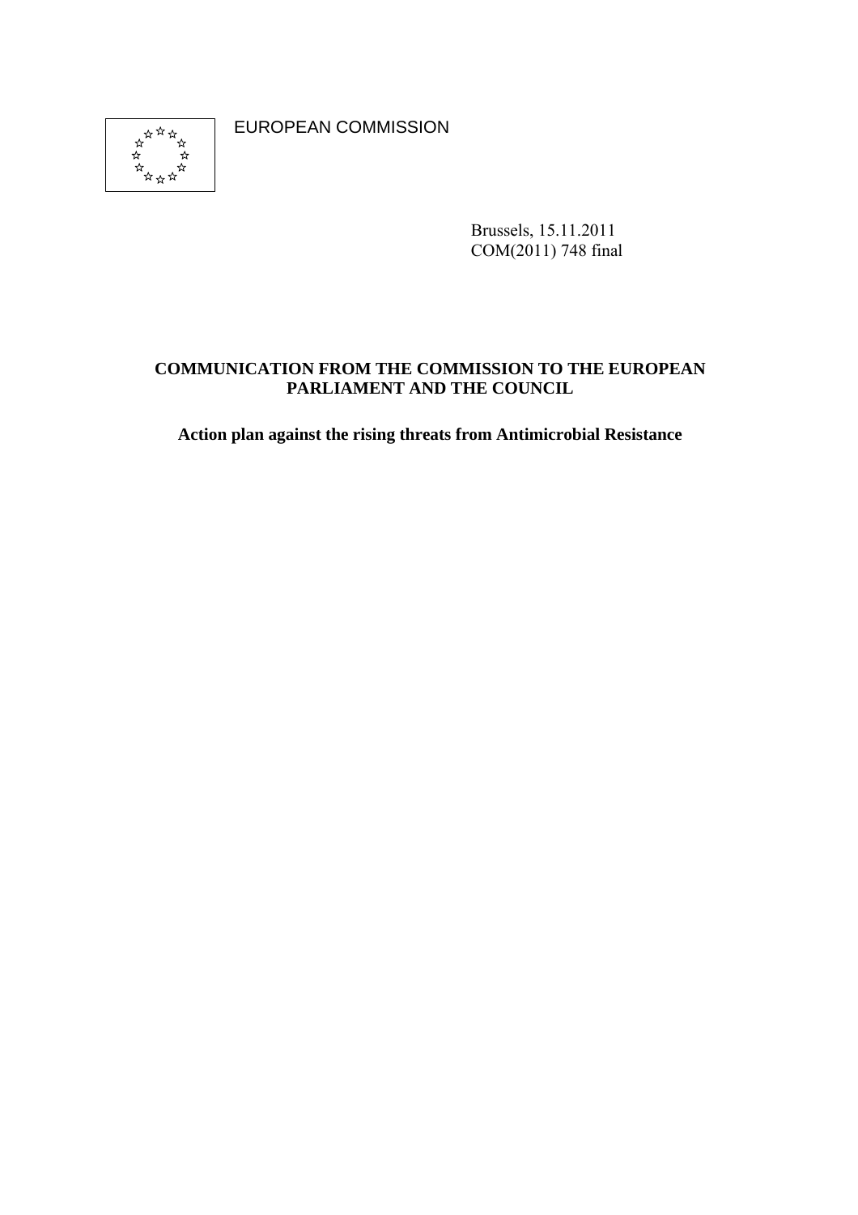EUROPEAN COMMISSION

Brussels, 15.11.2011
COM(2011) 748 final

**COMMUNICATION FROM THE COMMISSION TO THE EUROPEAN PARLIAMENT AND THE COUNCIL**

**Action plan against the rising threats from Antimicrobial Resistance**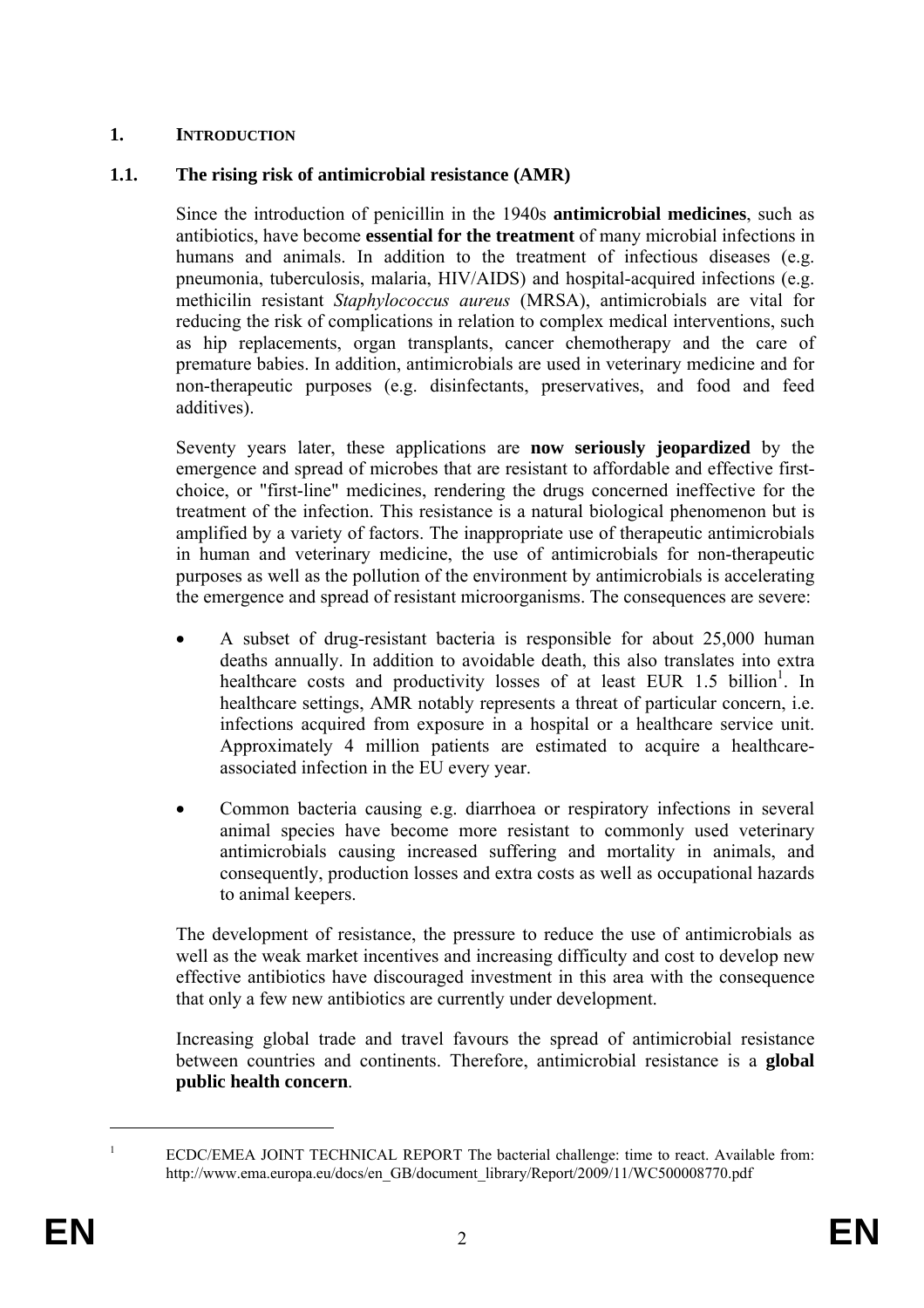## 1. INTRODUCTION

### 1.1. The rising risk of antimicrobial resistance (AMR)

Since the introduction of penicillin in the 1940s **antimicrobial medicines**, such as antibiotics, have become **essential for the treatment** of many microbial infections in humans and animals. In addition to the treatment of infectious diseases (e.g. pneumonia, tuberculosis, malaria, HIV/AIDS) and hospital-acquired infections (e.g. methicilin resistant *Staphylococcus aureus* (MRSA), antimicrobials are vital for reducing the risk of complications in relation to complex medical interventions, such as hip replacements, organ transplants, cancer chemotherapy and the care of premature babies. In addition, antimicrobials are used in veterinary medicine and for non-therapeutic purposes (e.g. disinfectants, preservatives, and food and feed additives).

Seventy years later, these applications are **now seriously jeopardized** by the emergence and spread of microbes that are resistant to affordable and effective first-choice, or "first-line" medicines, rendering the drugs concerned ineffective for the treatment of the infection. This resistance is a natural biological phenomenon but is amplified by a variety of factors. The inappropriate use of therapeutic antimicrobials in human and veterinary medicine, the use of antimicrobials for non-therapeutic purposes as well as the pollution of the environment by antimicrobials is accelerating the emergence and spread of resistant microorganisms. The consequences are severe:

- A subset of drug-resistant bacteria is responsible for about 25,000 human deaths annually. In addition to avoidable death, this also translates into extra healthcare costs and productivity losses of at least EUR 1.5 billion[1]. In healthcare settings, AMR notably represents a threat of particular concern, i.e. infections acquired from exposure in a hospital or a healthcare service unit. Approximately 4 million patients are estimated to acquire a healthcare-associated infection in the EU every year.

- Common bacteria causing e.g. diarrhoea or respiratory infections in several animal species have become more resistant to commonly used veterinary antimicrobials causing increased suffering and mortality in animals, and consequently, production losses and extra costs as well as occupational hazards to animal keepers.

The development of resistance, the pressure to reduce the use of antimicrobials as well as the weak market incentives and increasing difficulty and cost to develop new effective antibiotics have discouraged investment in this area with the consequence that only a few new antibiotics are currently under development.

Increasing global trade and travel favours the spread of antimicrobial resistance between countries and continents. Therefore, antimicrobial resistance is a **global public health concern**.

[1] ECDC/EMEA JOINT TECHNICAL REPORT The bacterial challenge: time to react. Available from: http://www.ema.europa.eu/docs/en_GB/document_library/Report/2009/11/WC500008770.pdf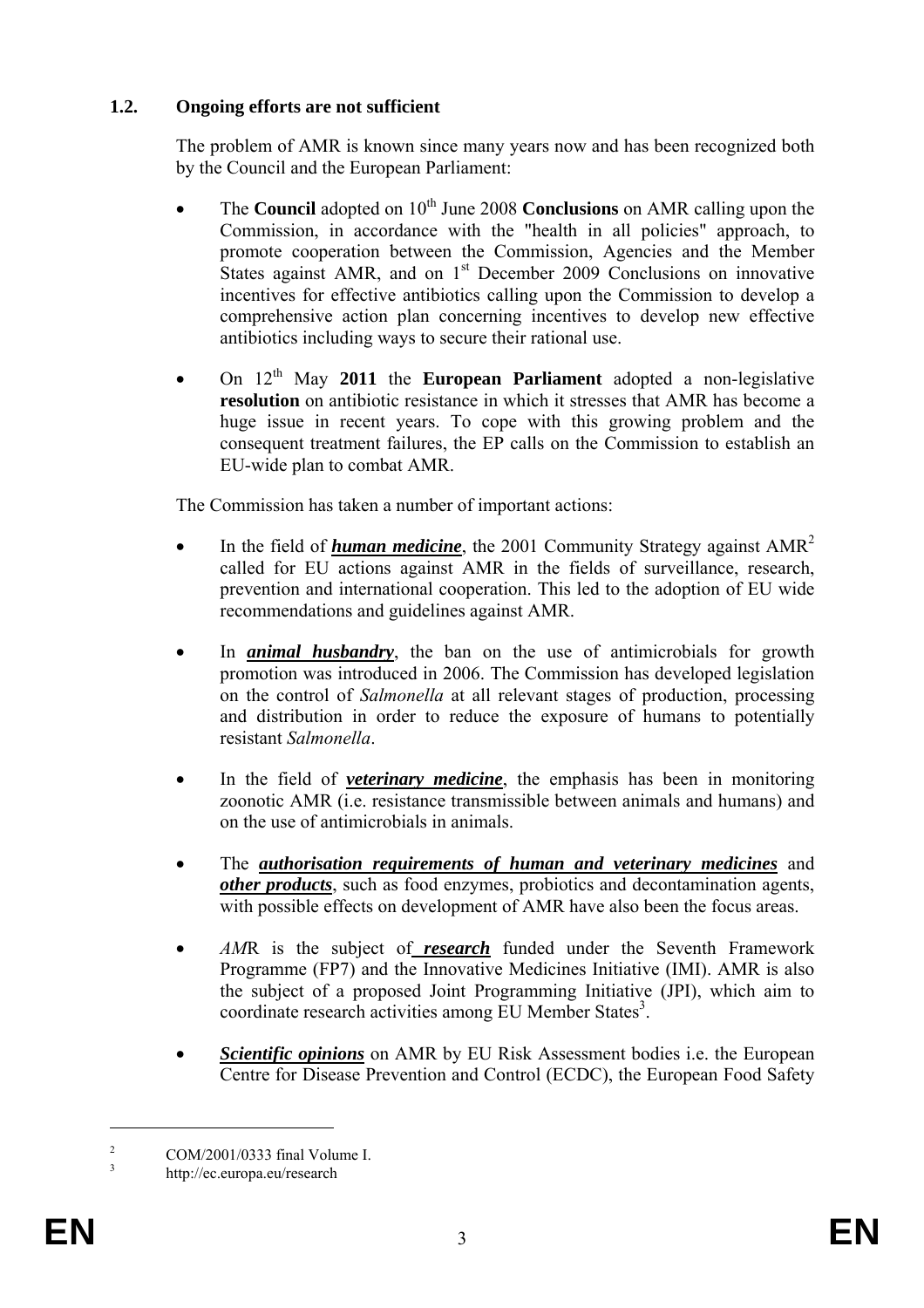### 1.2. Ongoing efforts are not sufficient

The problem of AMR is known since many years now and has been recognized both by the Council and the European Parliament:

- The **Council** adopted on 10th June 2008 **Conclusions** on AMR calling upon the Commission, in accordance with the "health in all policies" approach, to promote cooperation between the Commission, Agencies and the Member States against AMR, and on 1st December 2009 Conclusions on innovative incentives for effective antibiotics calling upon the Commission to develop a comprehensive action plan concerning incentives to develop new effective antibiotics including ways to secure their rational use.
- On 12th May **2011** the **European Parliament** adopted a non-legislative **resolution** on antibiotic resistance in which it stresses that AMR has become a huge issue in recent years. To cope with this growing problem and the consequent treatment failures, the EP calls on the Commission to establish an EU-wide plan to combat AMR.

The Commission has taken a number of important actions:

- In the field of ***human medicine***, the 2001 Community Strategy against AMR[2] called for EU actions against AMR in the fields of surveillance, research, prevention and international cooperation. This led to the adoption of EU wide recommendations and guidelines against AMR.
- In ***animal husbandry***, the ban on the use of antimicrobials for growth promotion was introduced in 2006. The Commission has developed legislation on the control of *Salmonella* at all relevant stages of production, processing and distribution in order to reduce the exposure of humans to potentially resistant *Salmonella*.
- In the field of ***veterinary medicine***, the emphasis has been in monitoring zoonotic AMR (i.e. resistance transmissible between animals and humans) and on the use of antimicrobials in animals.
- The ***authorisation requirements of human and veterinary medicines*** and ***other products***, such as food enzymes, probiotics and decontamination agents, with possible effects on development of AMR have also been the focus areas.
- *AM*R is the subject of ***research*** funded under the Seventh Framework Programme (FP7) and the Innovative Medicines Initiative (IMI). AMR is also the subject of a proposed Joint Programming Initiative (JPI), which aim to coordinate research activities among EU Member States[3].
- ***Scientific opinions*** on AMR by EU Risk Assessment bodies i.e. the European Centre for Disease Prevention and Control (ECDC), the European Food Safety

---

[2] COM/2001/0333 final Volume I.

[3] http://ec.europa.eu/research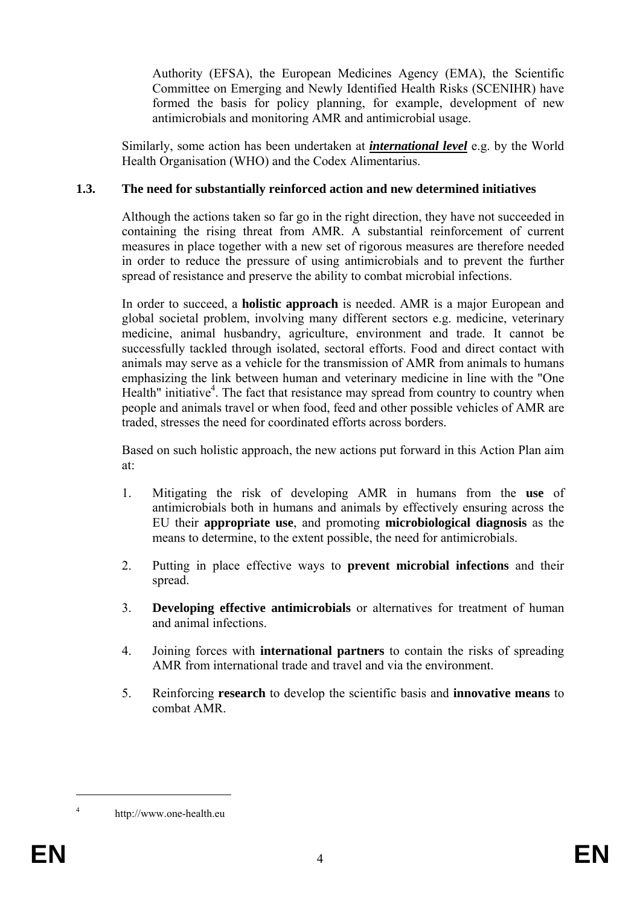Authority (EFSA), the European Medicines Agency (EMA), the Scientific Committee on Emerging and Newly Identified Health Risks (SCENIHR) have formed the basis for policy planning, for example, development of new antimicrobials and monitoring AMR and antimicrobial usage.

Similarly, some action has been undertaken at ***international level*** e.g. by the World Health Organisation (WHO) and the Codex Alimentarius.

### 1.3. The need for substantially reinforced action and new determined initiatives

Although the actions taken so far go in the right direction, they have not succeeded in containing the rising threat from AMR. A substantial reinforcement of current measures in place together with a new set of rigorous measures are therefore needed in order to reduce the pressure of using antimicrobials and to prevent the further spread of resistance and preserve the ability to combat microbial infections.

In order to succeed, a **holistic approach** is needed. AMR is a major European and global societal problem, involving many different sectors e.g. medicine, veterinary medicine, animal husbandry, agriculture, environment and trade. It cannot be successfully tackled through isolated, sectoral efforts. Food and direct contact with animals may serve as a vehicle for the transmission of AMR from animals to humans emphasizing the link between human and veterinary medicine in line with the "One Health" initiative[4]. The fact that resistance may spread from country to country when people and animals travel or when food, feed and other possible vehicles of AMR are traded, stresses the need for coordinated efforts across borders.

Based on such holistic approach, the new actions put forward in this Action Plan aim at:

1. Mitigating the risk of developing AMR in humans from the **use** of antimicrobials both in humans and animals by effectively ensuring across the EU their **appropriate use**, and promoting **microbiological diagnosis** as the means to determine, to the extent possible, the need for antimicrobials.
2. Putting in place effective ways to **prevent microbial infections** and their spread.
3. **Developing effective antimicrobials** or alternatives for treatment of human and animal infections.
4. Joining forces with **international partners** to contain the risks of spreading AMR from international trade and travel and via the environment.
5. Reinforcing **research** to develop the scientific basis and **innovative means** to combat AMR.

---

[4] http://www.one-health.eu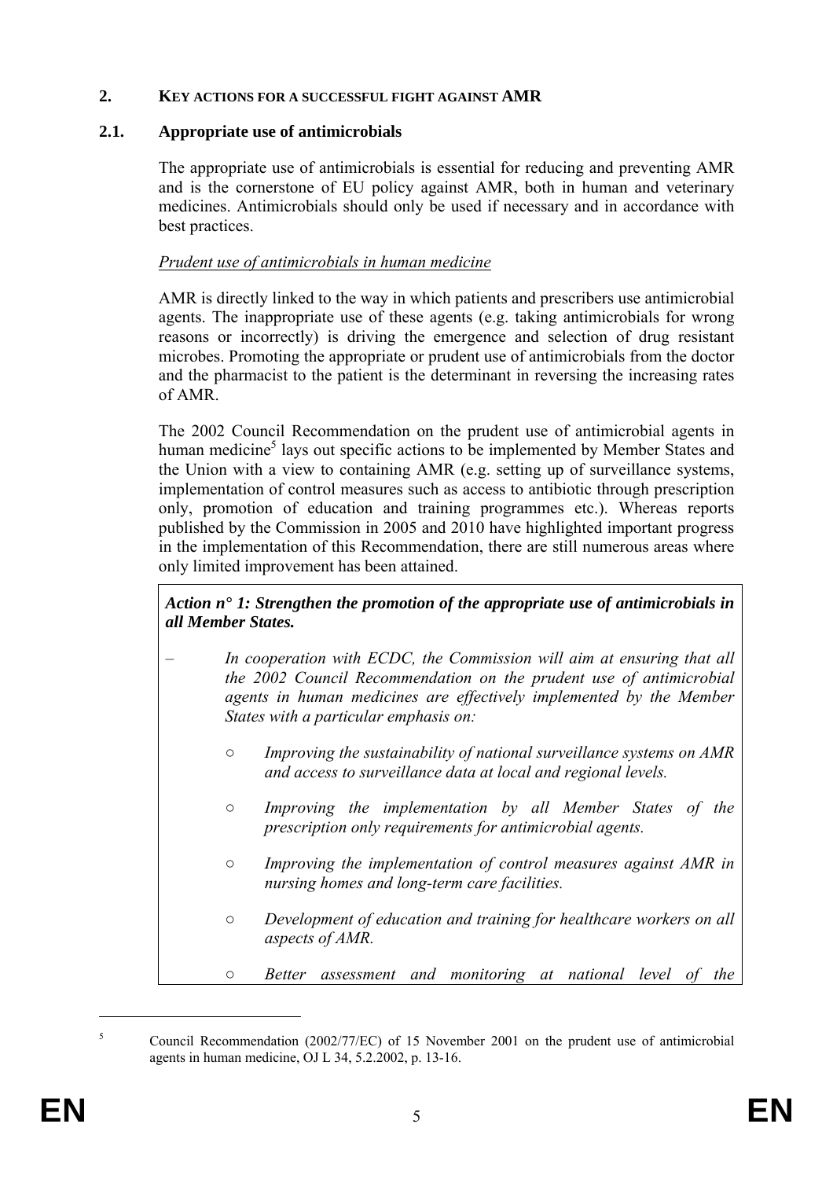## 2. KEY ACTIONS FOR A SUCCESSFUL FIGHT AGAINST AMR

### 2.1. Appropriate use of antimicrobials

The appropriate use of antimicrobials is essential for reducing and preventing AMR and is the cornerstone of EU policy against AMR, both in human and veterinary medicines. Antimicrobials should only be used if necessary and in accordance with best practices.

*Prudent use of antimicrobials in human medicine*

AMR is directly linked to the way in which patients and prescribers use antimicrobial agents. The inappropriate use of these agents (e.g. taking antimicrobials for wrong reasons or incorrectly) is driving the emergence and selection of drug resistant microbes. Promoting the appropriate or prudent use of antimicrobials from the doctor and the pharmacist to the patient is the determinant in reversing the increasing rates of AMR.

The 2002 Council Recommendation on the prudent use of antimicrobial agents in human medicine[5] lays out specific actions to be implemented by Member States and the Union with a view to containing AMR (e.g. setting up of surveillance systems, implementation of control measures such as access to antibiotic through prescription only, promotion of education and training programmes etc.). Whereas reports published by the Commission in 2005 and 2010 have highlighted important progress in the implementation of this Recommendation, there are still numerous areas where only limited improvement has been attained.

***Action n° 1: Strengthen the promotion of the appropriate use of antimicrobials in all Member States.***

- *In cooperation with ECDC, the Commission will aim at ensuring that all the 2002 Council Recommendation on the prudent use of antimicrobial agents in human medicines are effectively implemented by the Member States with a particular emphasis on:*
  - *Improving the sustainability of national surveillance systems on AMR and access to surveillance data at local and regional levels.*
  - *Improving the implementation by all Member States of the prescription only requirements for antimicrobial agents.*
  - *Improving the implementation of control measures against AMR in nursing homes and long-term care facilities.*
  - *Development of education and training for healthcare workers on all aspects of AMR.*
  - *Better assessment and monitoring at national level of the*

[5] Council Recommendation (2002/77/EC) of 15 November 2001 on the prudent use of antimicrobial agents in human medicine, OJ L 34, 5.2.2002, p. 13-16.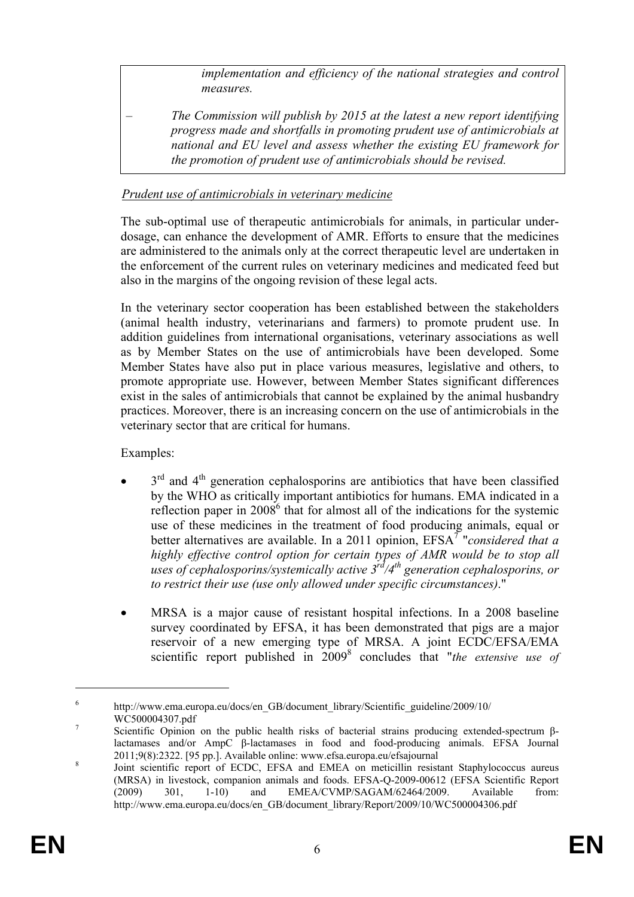*implementation and efficiency of the national strategies and control measures.*

– *The Commission will publish by 2015 at the latest a new report identifying progress made and shortfalls in promoting prudent use of antimicrobials at national and EU level and assess whether the existing EU framework for the promotion of prudent use of antimicrobials should be revised.*

*Prudent use of antimicrobials in veterinary medicine*

The sub-optimal use of therapeutic antimicrobials for animals, in particular under-dosage, can enhance the development of AMR. Efforts to ensure that the medicines are administered to the animals only at the correct therapeutic level are undertaken in the enforcement of the current rules on veterinary medicines and medicated feed but also in the margins of the ongoing revision of these legal acts.

In the veterinary sector cooperation has been established between the stakeholders (animal health industry, veterinarians and farmers) to promote prudent use. In addition guidelines from international organisations, veterinary associations as well as by Member States on the use of antimicrobials have been developed. Some Member States have also put in place various measures, legislative and others, to promote appropriate use. However, between Member States significant differences exist in the sales of antimicrobials that cannot be explained by the animal husbandry practices. Moreover, there is an increasing concern on the use of antimicrobials in the veterinary sector that are critical for humans.

Examples:

- 3rd and 4th generation cephalosporins are antibiotics that have been classified by the WHO as critically important antibiotics for humans. EMA indicated in a reflection paper in 2008[6] that for almost all of the indications for the systemic use of these medicines in the treatment of food producing animals, equal or better alternatives are available. In a 2011 opinion, EFSA[7] "*considered that a highly effective control option for certain types of AMR would be to stop all uses of cephalosporins/systemically active 3rd/4th generation cephalosporins, or to restrict their use (use only allowed under specific circumstances)*."

- MRSA is a major cause of resistant hospital infections. In a 2008 baseline survey coordinated by EFSA, it has been demonstrated that pigs are a major reservoir of a new emerging type of MRSA. A joint ECDC/EFSA/EMA scientific report published in 2009[8] concludes that "*the extensive use of*

---

[6] http://www.ema.europa.eu/docs/en_GB/document_library/Scientific_guideline/2009/10/WC500004307.pdf

[7] Scientific Opinion on the public health risks of bacterial strains producing extended-spectrum β-lactamases and/or AmpC β-lactamases in food and food-producing animals. EFSA Journal 2011;9(8):2322. [95 pp.]. Available online: www.efsa.europa.eu/efsajournal

[8] Joint scientific report of ECDC, EFSA and EMEA on meticillin resistant Staphylococcus aureus (MRSA) in livestock, companion animals and foods. EFSA-Q-2009-00612 (EFSA Scientific Report (2009) 301, 1-10) and EMEA/CVMP/SAGAM/62464/2009. Available from: http://www.ema.europa.eu/docs/en_GB/document_library/Report/2009/10/WC500004306.pdf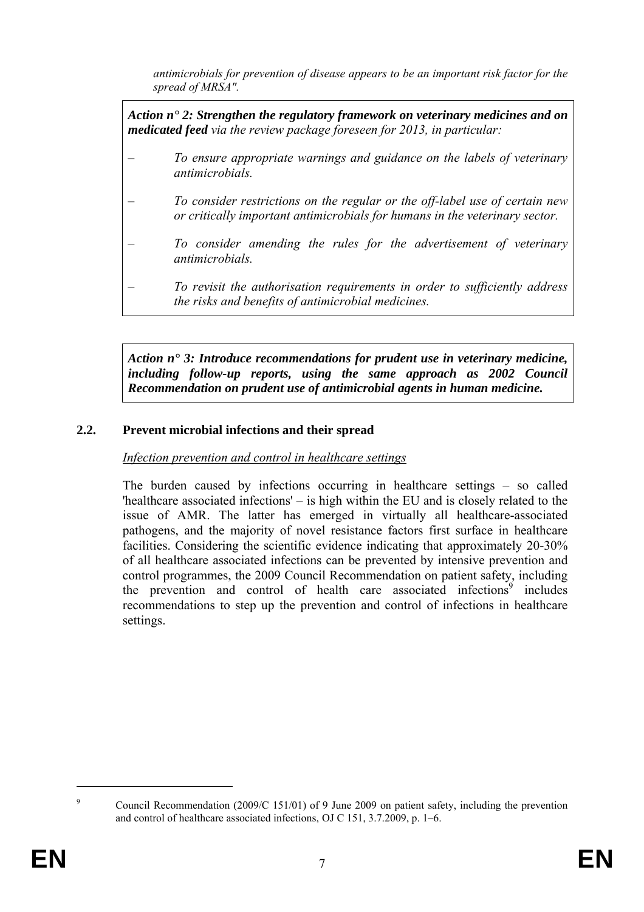*antimicrobials for prevention of disease appears to be an important risk factor for the spread of MRSA".*

***Action n° 2: Strengthen the regulatory framework on veterinary medicines and on medicated feed*** *via the review package foreseen for 2013, in particular:*

- *To ensure appropriate warnings and guidance on the labels of veterinary antimicrobials.*
- *To consider restrictions on the regular or the off-label use of certain new or critically important antimicrobials for humans in the veterinary sector.*
- *To consider amending the rules for the advertisement of veterinary antimicrobials.*
- *To revisit the authorisation requirements in order to sufficiently address the risks and benefits of antimicrobial medicines.*

***Action n° 3: Introduce recommendations for prudent use in veterinary medicine, including follow-up reports, using the same approach as 2002 Council Recommendation on prudent use of antimicrobial agents in human medicine.***

## 2.2. Prevent microbial infections and their spread

Infection prevention and control in healthcare settings

The burden caused by infections occurring in healthcare settings – so called 'healthcare associated infections' – is high within the EU and is closely related to the issue of AMR. The latter has emerged in virtually all healthcare-associated pathogens, and the majority of novel resistance factors first surface in healthcare facilities. Considering the scientific evidence indicating that approximately 20-30% of all healthcare associated infections can be prevented by intensive prevention and control programmes, the 2009 Council Recommendation on patient safety, including the prevention and control of health care associated infections[9] includes recommendations to step up the prevention and control of infections in healthcare settings.

[9] Council Recommendation (2009/C 151/01) of 9 June 2009 on patient safety, including the prevention and control of healthcare associated infections, OJ C 151, 3.7.2009, p. 1–6.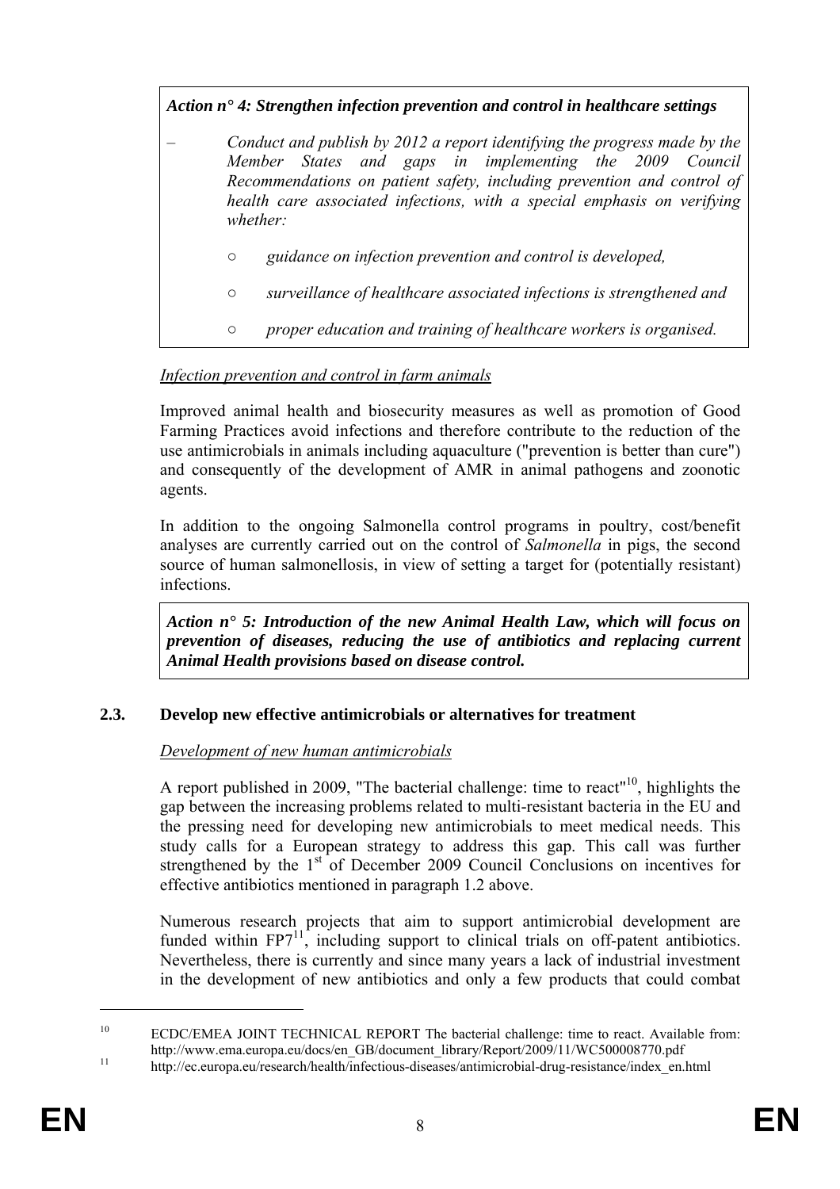***Action n° 4: Strengthen infection prevention and control in healthcare settings***

- *Conduct and publish by 2012 a report identifying the progress made by the Member States and gaps in implementing the 2009 Council Recommendations on patient safety, including prevention and control of health care associated infections, with a special emphasis on verifying whether:*
  - *guidance on infection prevention and control is developed,*
  - *surveillance of healthcare associated infections is strengthened and*
  - *proper education and training of healthcare workers is organised.*

*Infection prevention and control in farm animals*

Improved animal health and biosecurity measures as well as promotion of Good Farming Practices avoid infections and therefore contribute to the reduction of the use antimicrobials in animals including aquaculture ("prevention is better than cure") and consequently of the development of AMR in animal pathogens and zoonotic agents.

In addition to the ongoing Salmonella control programs in poultry, cost/benefit analyses are currently carried out on the control of *Salmonella* in pigs, the second source of human salmonellosis, in view of setting a target for (potentially resistant) infections.

***Action n° 5: Introduction of the new Animal Health Law, which will focus on prevention of diseases, reducing the use of antibiotics and replacing current Animal Health provisions based on disease control.***

## 2.3. Develop new effective antimicrobials or alternatives for treatment

*Development of new human antimicrobials*

A report published in 2009, "The bacterial challenge: time to react"[10], highlights the gap between the increasing problems related to multi-resistant bacteria in the EU and the pressing need for developing new antimicrobials to meet medical needs. This study calls for a European strategy to address this gap. This call was further strengthened by the 1st of December 2009 Council Conclusions on incentives for effective antibiotics mentioned in paragraph 1.2 above.

Numerous research projects that aim to support antimicrobial development are funded within FP7[11], including support to clinical trials on off-patent antibiotics. Nevertheless, there is currently and since many years a lack of industrial investment in the development of new antibiotics and only a few products that could combat

---

[10] ECDC/EMEA JOINT TECHNICAL REPORT The bacterial challenge: time to react. Available from: http://www.ema.europa.eu/docs/en_GB/document_library/Report/2009/11/WC500008770.pdf

[11] http://ec.europa.eu/research/health/infectious-diseases/antimicrobial-drug-resistance/index_en.html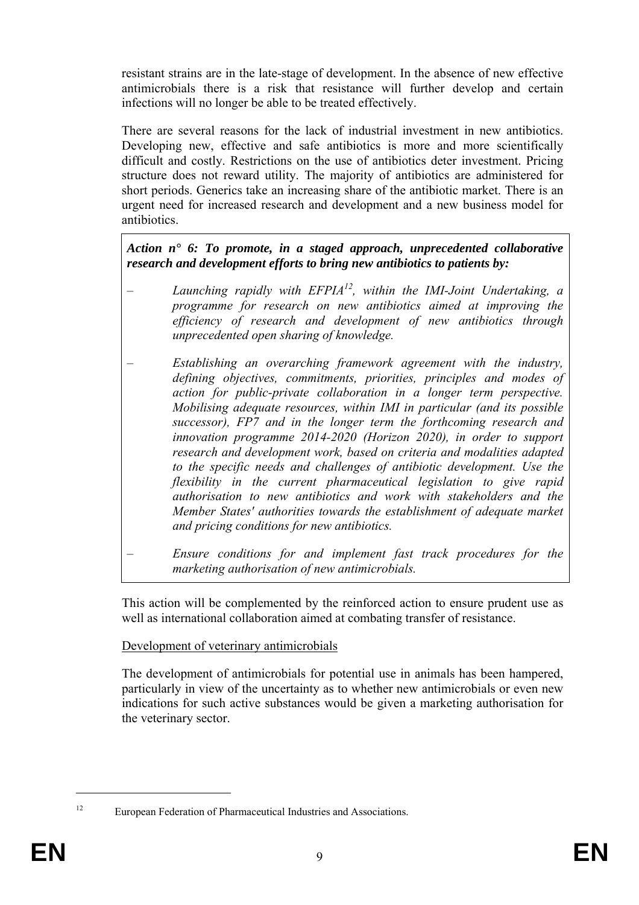resistant strains are in the late-stage of development. In the absence of new effective antimicrobials there is a risk that resistance will further develop and certain infections will no longer be able to be treated effectively.

There are several reasons for the lack of industrial investment in new antibiotics. Developing new, effective and safe antibiotics is more and more scientifically difficult and costly. Restrictions on the use of antibiotics deter investment. Pricing structure does not reward utility. The majority of antibiotics are administered for short periods. Generics take an increasing share of the antibiotic market. There is an urgent need for increased research and development and a new business model for antibiotics.

> ***Action n° 6: To promote, in a staged approach, unprecedented collaborative research and development efforts to bring new antibiotics to patients by:***
>
> – *Launching rapidly with EFPIA[12], within the IMI-Joint Undertaking, a programme for research on new antibiotics aimed at improving the efficiency of research and development of new antibiotics through unprecedented open sharing of knowledge.*
>
> – *Establishing an overarching framework agreement with the industry, defining objectives, commitments, priorities, principles and modes of action for public-private collaboration in a longer term perspective. Mobilising adequate resources, within IMI in particular (and its possible successor), FP7 and in the longer term the forthcoming research and innovation programme 2014-2020 (Horizon 2020), in order to support research and development work, based on criteria and modalities adapted to the specific needs and challenges of antibiotic development. Use the flexibility in the current pharmaceutical legislation to give rapid authorisation to new antibiotics and work with stakeholders and the Member States' authorities towards the establishment of adequate market and pricing conditions for new antibiotics.*
>
> – *Ensure conditions for and implement fast track procedures for the marketing authorisation of new antimicrobials.*

This action will be complemented by the reinforced action to ensure prudent use as well as international collaboration aimed at combating transfer of resistance.

Development of veterinary antimicrobials

The development of antimicrobials for potential use in animals has been hampered, particularly in view of the uncertainty as to whether new antimicrobials or even new indications for such active substances would be given a marketing authorisation for the veterinary sector.

---

[12] European Federation of Pharmaceutical Industries and Associations.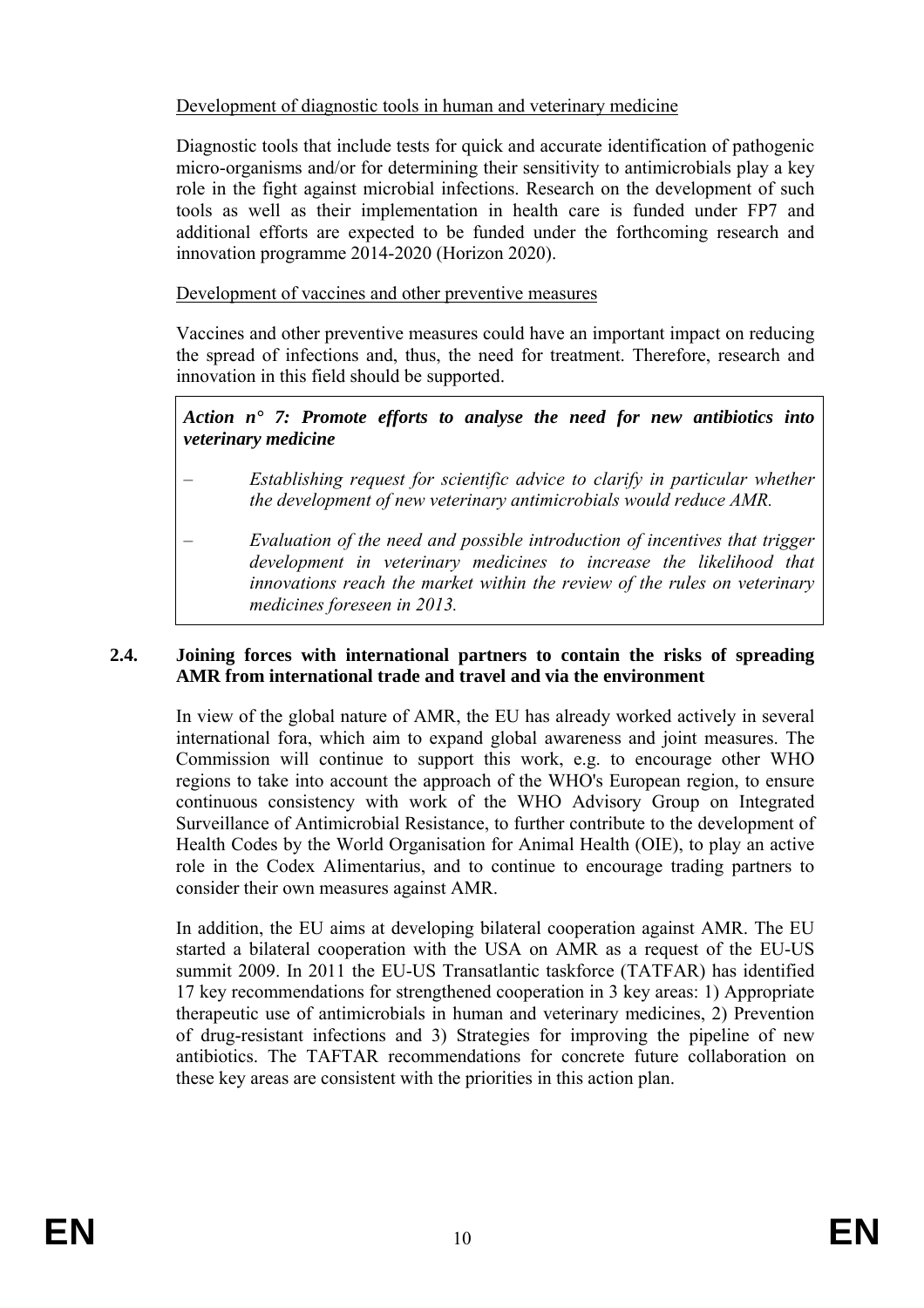Development of diagnostic tools in human and veterinary medicine

Diagnostic tools that include tests for quick and accurate identification of pathogenic micro-organisms and/or for determining their sensitivity to antimicrobials play a key role in the fight against microbial infections. Research on the development of such tools as well as their implementation in health care is funded under FP7 and additional efforts are expected to be funded under the forthcoming research and innovation programme 2014-2020 (Horizon 2020).

Development of vaccines and other preventive measures

Vaccines and other preventive measures could have an important impact on reducing the spread of infections and, thus, the need for treatment. Therefore, research and innovation in this field should be supported.

***Action n° 7: Promote efforts to analyse the need for new antibiotics into veterinary medicine***

– *Establishing request for scientific advice to clarify in particular whether the development of new veterinary antimicrobials would reduce AMR.*

– *Evaluation of the need and possible introduction of incentives that trigger development in veterinary medicines to increase the likelihood that innovations reach the market within the review of the rules on veterinary medicines foreseen in 2013.*

## 2.4. Joining forces with international partners to contain the risks of spreading AMR from international trade and travel and via the environment

In view of the global nature of AMR, the EU has already worked actively in several international fora, which aim to expand global awareness and joint measures. The Commission will continue to support this work, e.g. to encourage other WHO regions to take into account the approach of the WHO's European region, to ensure continuous consistency with work of the WHO Advisory Group on Integrated Surveillance of Antimicrobial Resistance, to further contribute to the development of Health Codes by the World Organisation for Animal Health (OIE), to play an active role in the Codex Alimentarius, and to continue to encourage trading partners to consider their own measures against AMR.

In addition, the EU aims at developing bilateral cooperation against AMR. The EU started a bilateral cooperation with the USA on AMR as a request of the EU-US summit 2009. In 2011 the EU-US Transatlantic taskforce (TATFAR) has identified 17 key recommendations for strengthened cooperation in 3 key areas: 1) Appropriate therapeutic use of antimicrobials in human and veterinary medicines, 2) Prevention of drug-resistant infections and 3) Strategies for improving the pipeline of new antibiotics. The TAFTAR recommendations for concrete future collaboration on these key areas are consistent with the priorities in this action plan.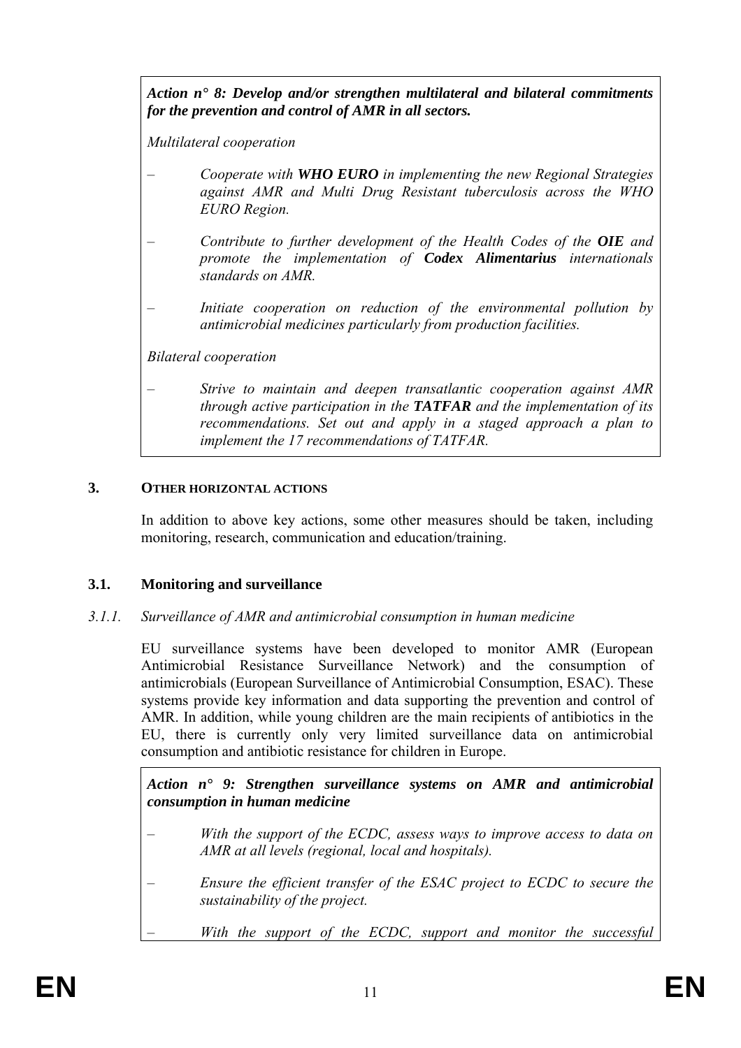***Action n° 8: Develop and/or strengthen multilateral and bilateral commitments for the prevention and control of AMR in all sectors.***

*Multilateral cooperation*

- *Cooperate with **WHO EURO** in implementing the new Regional Strategies against AMR and Multi Drug Resistant tuberculosis across the WHO EURO Region.*
- *Contribute to further development of the Health Codes of the **OIE** and promote the implementation of **Codex Alimentarius** internationals standards on AMR.*
- *Initiate cooperation on reduction of the environmental pollution by antimicrobial medicines particularly from production facilities.*

*Bilateral cooperation*

- *Strive to maintain and deepen transatlantic cooperation against AMR through active participation in the **TATFAR** and the implementation of its recommendations. Set out and apply in a staged approach a plan to implement the 17 recommendations of TATFAR.*

## 3. OTHER HORIZONTAL ACTIONS

In addition to above key actions, some other measures should be taken, including monitoring, research, communication and education/training.

### 3.1. Monitoring and surveillance

#### *3.1.1. Surveillance of AMR and antimicrobial consumption in human medicine*

EU surveillance systems have been developed to monitor AMR (European Antimicrobial Resistance Surveillance Network) and the consumption of antimicrobials (European Surveillance of Antimicrobial Consumption, ESAC). These systems provide key information and data supporting the prevention and control of AMR. In addition, while young children are the main recipients of antibiotics in the EU, there is currently only very limited surveillance data on antimicrobial consumption and antibiotic resistance for children in Europe.

***Action n° 9: Strengthen surveillance systems on AMR and antimicrobial consumption in human medicine***

- *With the support of the ECDC, assess ways to improve access to data on AMR at all levels (regional, local and hospitals).*
- *Ensure the efficient transfer of the ESAC project to ECDC to secure the sustainability of the project.*
- *With the support of the ECDC, support and monitor the successful*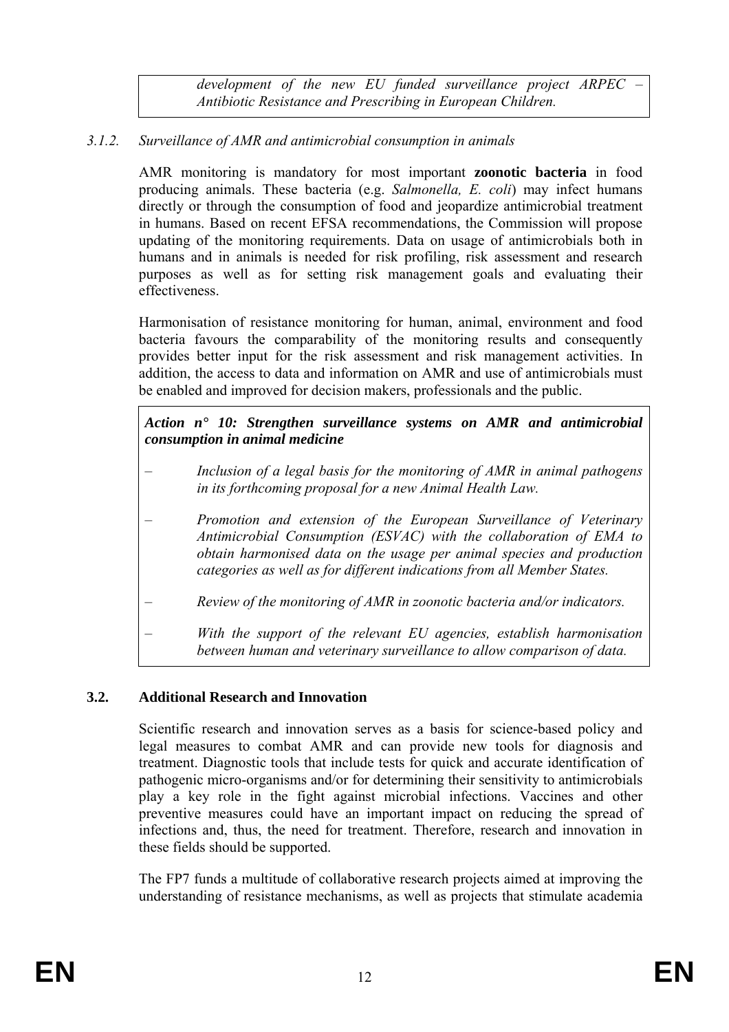*development of the new EU funded surveillance project ARPEC – Antibiotic Resistance and Prescribing in European Children.*

#### *3.1.2. Surveillance of AMR and antimicrobial consumption in animals*

AMR monitoring is mandatory for most important **zoonotic bacteria** in food producing animals. These bacteria (e.g. *Salmonella, E. coli*) may infect humans directly or through the consumption of food and jeopardize antimicrobial treatment in humans. Based on recent EFSA recommendations, the Commission will propose updating of the monitoring requirements. Data on usage of antimicrobials both in humans and in animals is needed for risk profiling, risk assessment and research purposes as well as for setting risk management goals and evaluating their effectiveness.

Harmonisation of resistance monitoring for human, animal, environment and food bacteria favours the comparability of the monitoring results and consequently provides better input for the risk assessment and risk management activities. In addition, the access to data and information on AMR and use of antimicrobials must be enabled and improved for decision makers, professionals and the public.

***Action n° 10: Strengthen surveillance systems on AMR and antimicrobial consumption in animal medicine***

- *Inclusion of a legal basis for the monitoring of AMR in animal pathogens in its forthcoming proposal for a new Animal Health Law.*
- *Promotion and extension of the European Surveillance of Veterinary Antimicrobial Consumption (ESVAC) with the collaboration of EMA to obtain harmonised data on the usage per animal species and production categories as well as for different indications from all Member States.*
- *Review of the monitoring of AMR in zoonotic bacteria and/or indicators.*
- *With the support of the relevant EU agencies, establish harmonisation between human and veterinary surveillance to allow comparison of data.*

### 3.2. Additional Research and Innovation

Scientific research and innovation serves as a basis for science-based policy and legal measures to combat AMR and can provide new tools for diagnosis and treatment. Diagnostic tools that include tests for quick and accurate identification of pathogenic micro-organisms and/or for determining their sensitivity to antimicrobials play a key role in the fight against microbial infections. Vaccines and other preventive measures could have an important impact on reducing the spread of infections and, thus, the need for treatment. Therefore, research and innovation in these fields should be supported.

The FP7 funds a multitude of collaborative research projects aimed at improving the understanding of resistance mechanisms, as well as projects that stimulate academia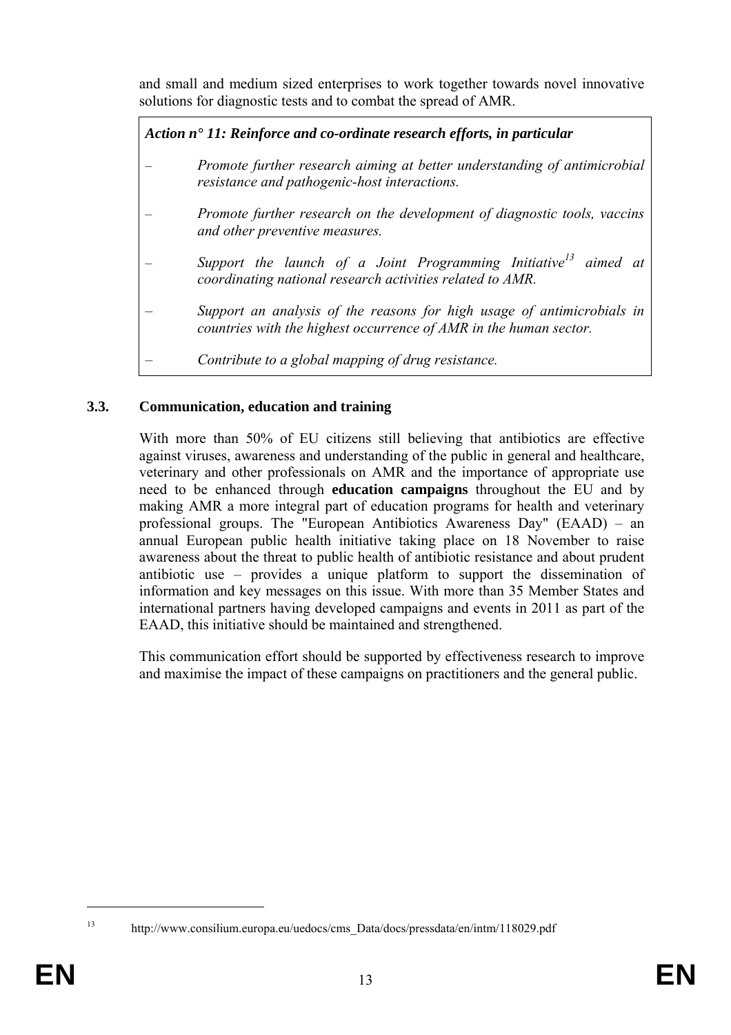and small and medium sized enterprises to work together towards novel innovative solutions for diagnostic tests and to combat the spread of AMR.

***Action n° 11: Reinforce and co-ordinate research efforts, in particular***

- *Promote further research aiming at better understanding of antimicrobial resistance and pathogenic-host interactions.*
- *Promote further research on the development of diagnostic tools, vaccins and other preventive measures.*
- *Support the launch of a Joint Programming Initiative[13] aimed at coordinating national research activities related to AMR.*
- *Support an analysis of the reasons for high usage of antimicrobials in countries with the highest occurrence of AMR in the human sector.*
- *Contribute to a global mapping of drug resistance.*

### 3.3. Communication, education and training

With more than 50% of EU citizens still believing that antibiotics are effective against viruses, awareness and understanding of the public in general and healthcare, veterinary and other professionals on AMR and the importance of appropriate use need to be enhanced through **education campaigns** throughout the EU and by making AMR a more integral part of education programs for health and veterinary professional groups. The "European Antibiotics Awareness Day" (EAAD) – an annual European public health initiative taking place on 18 November to raise awareness about the threat to public health of antibiotic resistance and about prudent antibiotic use – provides a unique platform to support the dissemination of information and key messages on this issue. With more than 35 Member States and international partners having developed campaigns and events in 2011 as part of the EAAD, this initiative should be maintained and strengthened.

This communication effort should be supported by effectiveness research to improve and maximise the impact of these campaigns on practitioners and the general public.

---

[13] http://www.consilium.europa.eu/uedocs/cms_Data/docs/pressdata/en/intm/118029.pdf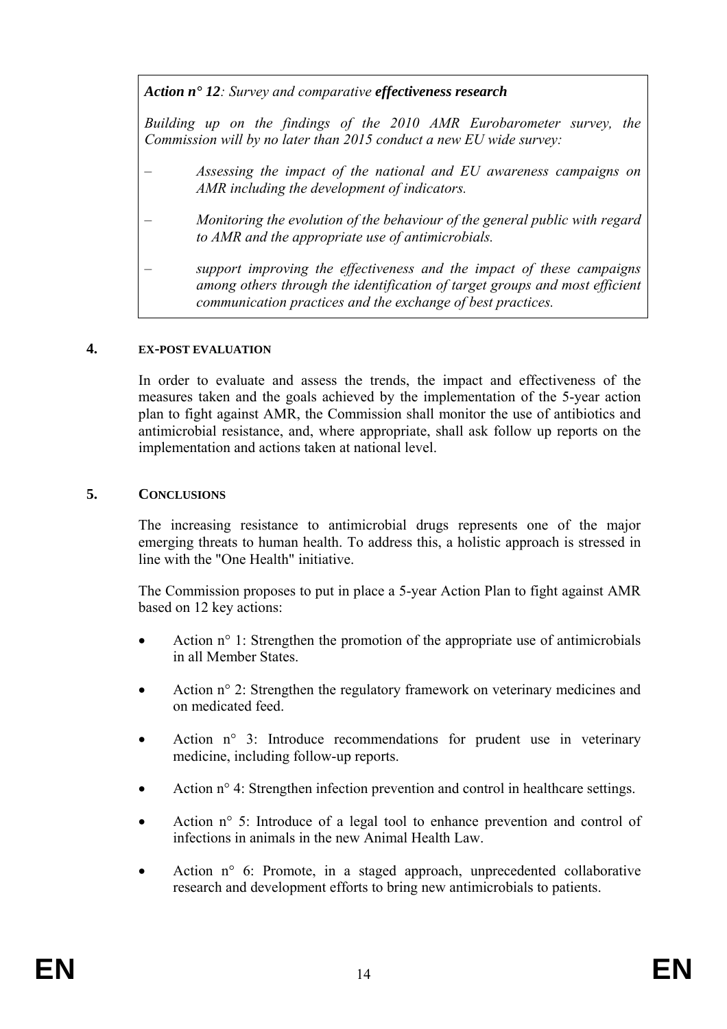*Action n° 12*: *Survey and comparative* ***effectiveness research***

*Building up on the findings of the 2010 AMR Eurobarometer survey, the Commission will by no later than 2015 conduct a new EU wide survey:*

– *Assessing the impact of the national and EU awareness campaigns on AMR including the development of indicators.*

– *Monitoring the evolution of the behaviour of the general public with regard to AMR and the appropriate use of antimicrobials.*

– *support improving the effectiveness and the impact of these campaigns among others through the identification of target groups and most efficient communication practices and the exchange of best practices.*

## 4. EX-POST EVALUATION

In order to evaluate and assess the trends, the impact and effectiveness of the measures taken and the goals achieved by the implementation of the 5-year action plan to fight against AMR, the Commission shall monitor the use of antibiotics and antimicrobial resistance, and, where appropriate, shall ask follow up reports on the implementation and actions taken at national level.

## 5. CONCLUSIONS

The increasing resistance to antimicrobial drugs represents one of the major emerging threats to human health. To address this, a holistic approach is stressed in line with the "One Health" initiative.

The Commission proposes to put in place a 5-year Action Plan to fight against AMR based on 12 key actions:

- Action n° 1: Strengthen the promotion of the appropriate use of antimicrobials in all Member States.
- Action n° 2: Strengthen the regulatory framework on veterinary medicines and on medicated feed.
- Action n° 3: Introduce recommendations for prudent use in veterinary medicine, including follow-up reports.
- Action n° 4: Strengthen infection prevention and control in healthcare settings.
- Action n° 5: Introduce of a legal tool to enhance prevention and control of infections in animals in the new Animal Health Law.
- Action n° 6: Promote, in a staged approach, unprecedented collaborative research and development efforts to bring new antimicrobials to patients.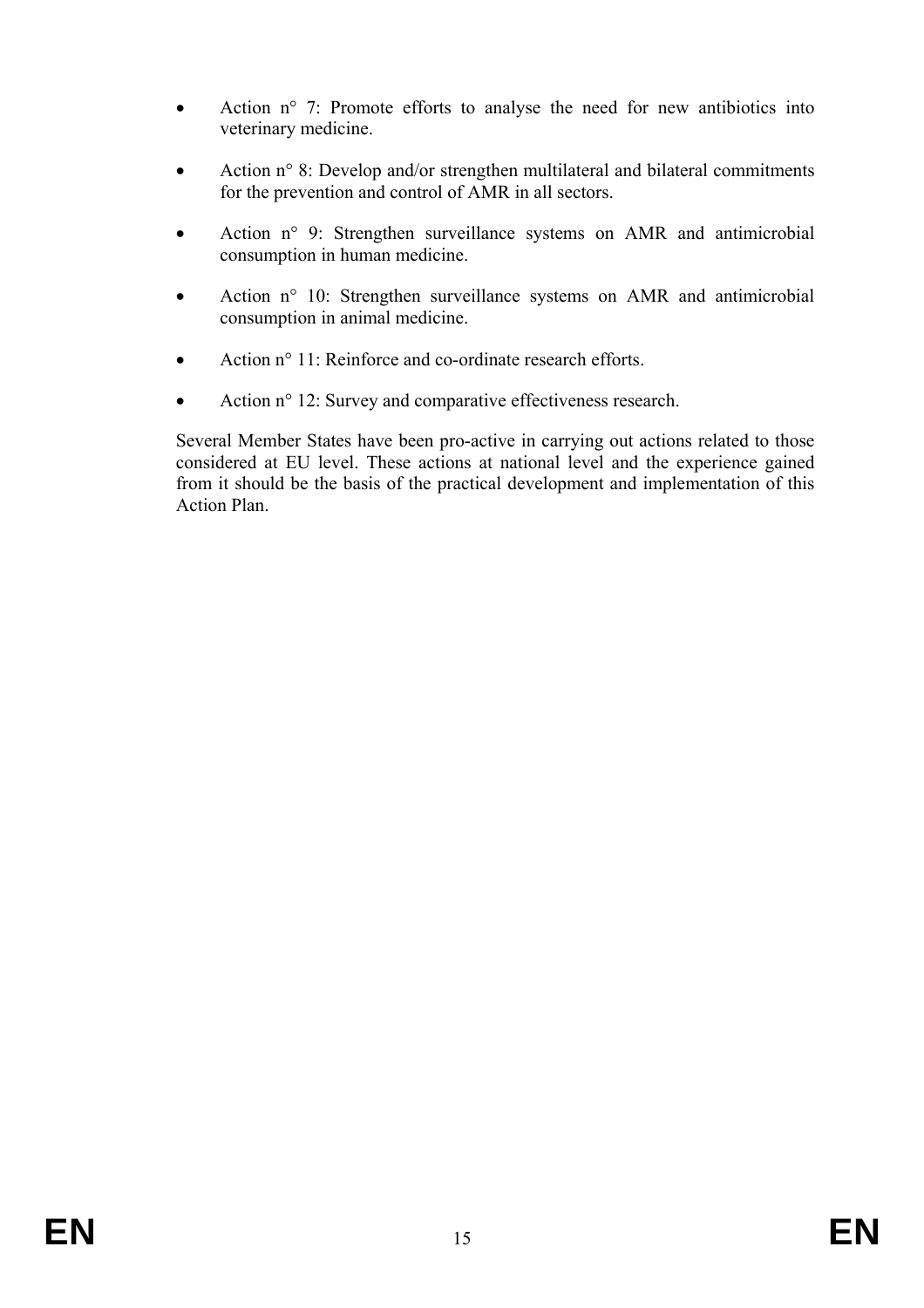- Action n° 7: Promote efforts to analyse the need for new antibiotics into veterinary medicine.
- Action n° 8: Develop and/or strengthen multilateral and bilateral commitments for the prevention and control of AMR in all sectors.
- Action n° 9: Strengthen surveillance systems on AMR and antimicrobial consumption in human medicine.
- Action n° 10: Strengthen surveillance systems on AMR and antimicrobial consumption in animal medicine.
- Action n° 11: Reinforce and co-ordinate research efforts.
- Action n° 12: Survey and comparative effectiveness research.

Several Member States have been pro-active in carrying out actions related to those considered at EU level. These actions at national level and the experience gained from it should be the basis of the practical development and implementation of this Action Plan.